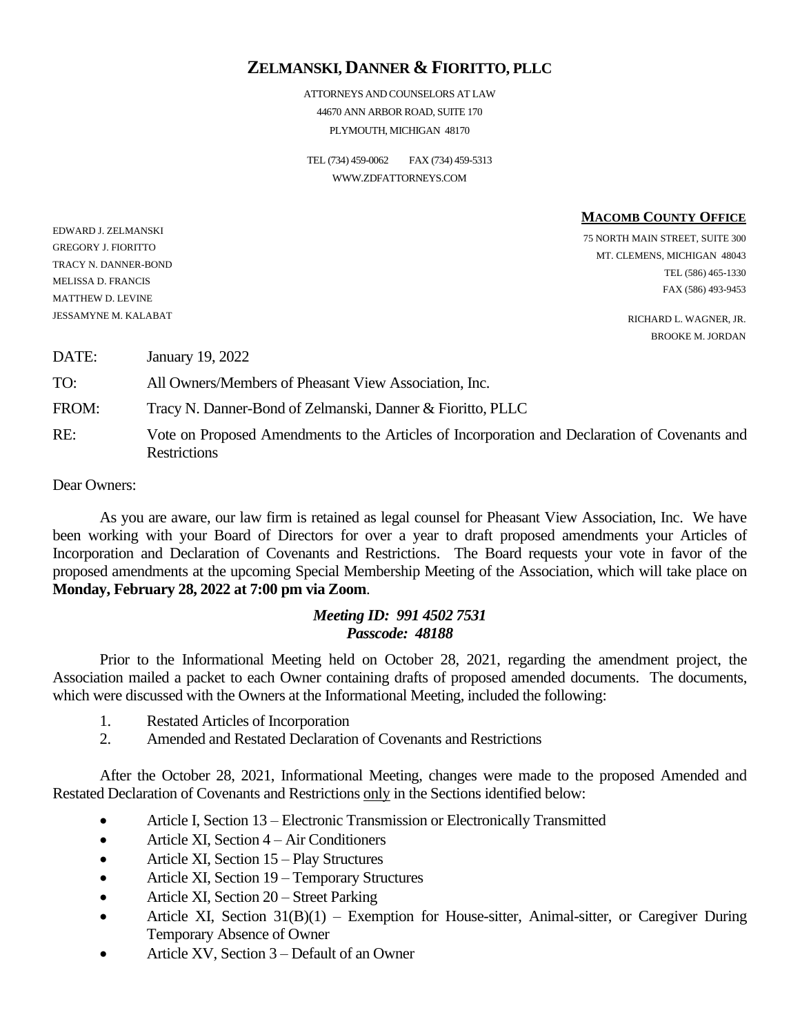# ZELMANSKI, DANNER & FIORITTO, PLLC

ATTORNEYS AND COUNSELORS AT LAW
44670 ANN ARBOR ROAD, SUITE 170
PLYMOUTH, MICHIGAN 48170

TEL (734) 459-0062 FAX (734) 459-5313
WWW.ZDFATTORNEYS.COM

EDWARD J. ZELMANSKI
GREGORY J. FIORITTO
TRACY N. DANNER-BOND
MELISSA D. FRANCIS
MATTHEW D. LEVINE
JESSAMYNE M. KALABAT

**MACOMB COUNTY OFFICE**
75 NORTH MAIN STREET, SUITE 300
MT. CLEMENS, MICHIGAN 48043
TEL (586) 465-1330
FAX (586) 493-9453

RICHARD L. WAGNER, JR.
BROOKE M. JORDAN

DATE: January 19, 2022

TO: All Owners/Members of Pheasant View Association, Inc.

FROM: Tracy N. Danner-Bond of Zelmanski, Danner & Fioritto, PLLC

RE: Vote on Proposed Amendments to the Articles of Incorporation and Declaration of Covenants and Restrictions

Dear Owners:

As you are aware, our law firm is retained as legal counsel for Pheasant View Association, Inc. We have been working with your Board of Directors for over a year to draft proposed amendments your Articles of Incorporation and Declaration of Covenants and Restrictions. The Board requests your vote in favor of the proposed amendments at the upcoming Special Membership Meeting of the Association, which will take place on **Monday, February 28, 2022 at 7:00 pm via Zoom**.

***Meeting ID: 991 4502 7531***
***Passcode: 48188***

Prior to the Informational Meeting held on October 28, 2021, regarding the amendment project, the Association mailed a packet to each Owner containing drafts of proposed amended documents. The documents, which were discussed with the Owners at the Informational Meeting, included the following:

1. Restated Articles of Incorporation
2. Amended and Restated Declaration of Covenants and Restrictions

After the October 28, 2021, Informational Meeting, changes were made to the proposed Amended and Restated Declaration of Covenants and Restrictions only in the Sections identified below:

- Article I, Section 13 – Electronic Transmission or Electronically Transmitted
- Article XI, Section 4 – Air Conditioners
- Article XI, Section 15 – Play Structures
- Article XI, Section 19 – Temporary Structures
- Article XI, Section 20 – Street Parking
- Article XI, Section 31(B)(1) – Exemption for House-sitter, Animal-sitter, or Caregiver During Temporary Absence of Owner
- Article XV, Section 3 – Default of an Owner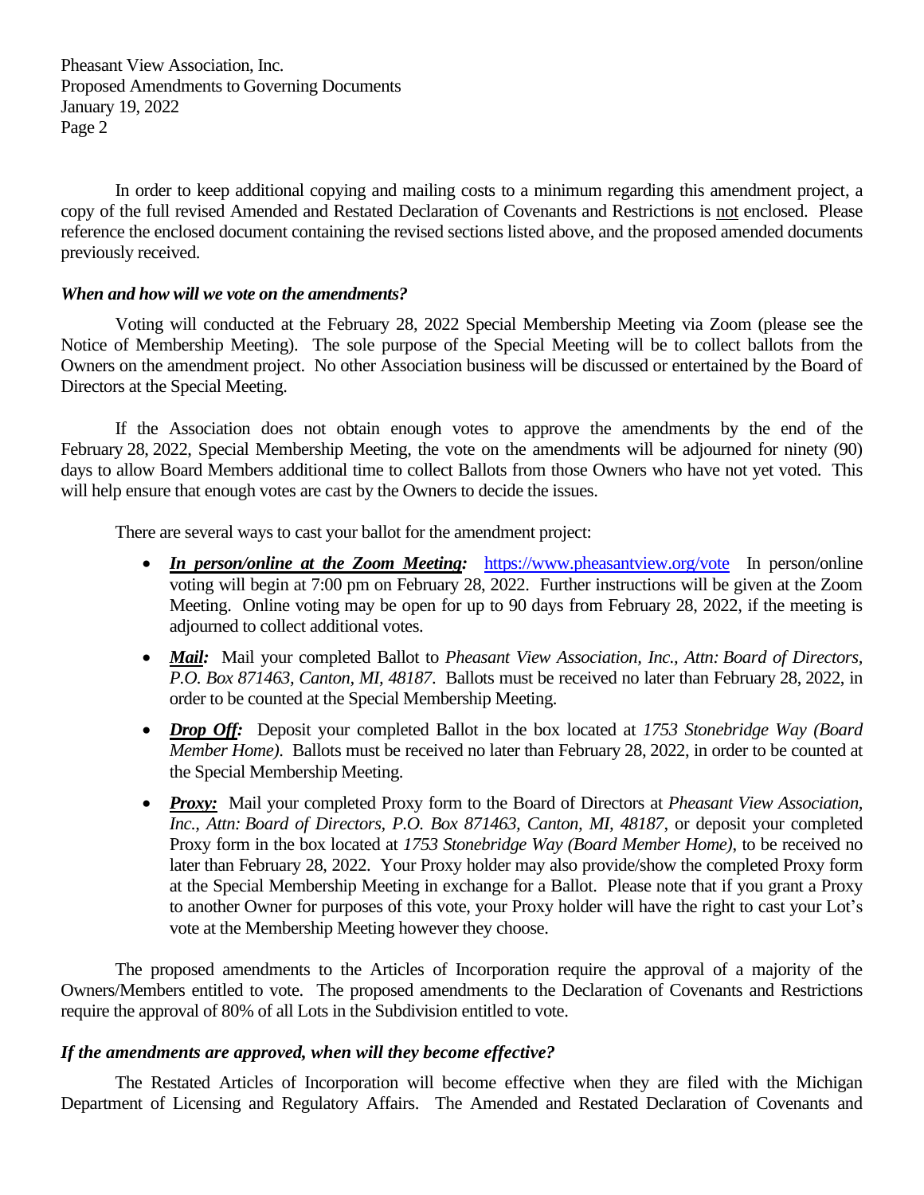In order to keep additional copying and mailing costs to a minimum regarding this amendment project, a copy of the full revised Amended and Restated Declaration of Covenants and Restrictions is not enclosed. Please reference the enclosed document containing the revised sections listed above, and the proposed amended documents previously received.

### *When and how will we vote on the amendments?*

Voting will conducted at the February 28, 2022 Special Membership Meeting via Zoom (please see the Notice of Membership Meeting). The sole purpose of the Special Meeting will be to collect ballots from the Owners on the amendment project. No other Association business will be discussed or entertained by the Board of Directors at the Special Meeting.

If the Association does not obtain enough votes to approve the amendments by the end of the February 28, 2022, Special Membership Meeting, the vote on the amendments will be adjourned for ninety (90) days to allow Board Members additional time to collect Ballots from those Owners who have not yet voted. This will help ensure that enough votes are cast by the Owners to decide the issues.

There are several ways to cast your ballot for the amendment project:

- ***In person/online at the Zoom Meeting:*** https://www.pheasantview.org/vote In person/online voting will begin at 7:00 pm on February 28, 2022. Further instructions will be given at the Zoom Meeting. Online voting may be open for up to 90 days from February 28, 2022, if the meeting is adjourned to collect additional votes.
- ***Mail:*** Mail your completed Ballot to *Pheasant View Association, Inc., Attn: Board of Directors, P.O. Box 871463, Canton, MI, 48187*. Ballots must be received no later than February 28, 2022, in order to be counted at the Special Membership Meeting.
- ***Drop Off:*** Deposit your completed Ballot in the box located at *1753 Stonebridge Way (Board Member Home).* Ballots must be received no later than February 28, 2022, in order to be counted at the Special Membership Meeting.
- ***Proxy:*** Mail your completed Proxy form to the Board of Directors at *Pheasant View Association, Inc., Attn: Board of Directors, P.O. Box 871463, Canton, MI, 48187*, or deposit your completed Proxy form in the box located at *1753 Stonebridge Way (Board Member Home)*, to be received no later than February 28, 2022. Your Proxy holder may also provide/show the completed Proxy form at the Special Membership Meeting in exchange for a Ballot. Please note that if you grant a Proxy to another Owner for purposes of this vote, your Proxy holder will have the right to cast your Lot's vote at the Membership Meeting however they choose.

The proposed amendments to the Articles of Incorporation require the approval of a majority of the Owners/Members entitled to vote. The proposed amendments to the Declaration of Covenants and Restrictions require the approval of 80% of all Lots in the Subdivision entitled to vote.

### *If the amendments are approved, when will they become effective?*

The Restated Articles of Incorporation will become effective when they are filed with the Michigan Department of Licensing and Regulatory Affairs. The Amended and Restated Declaration of Covenants and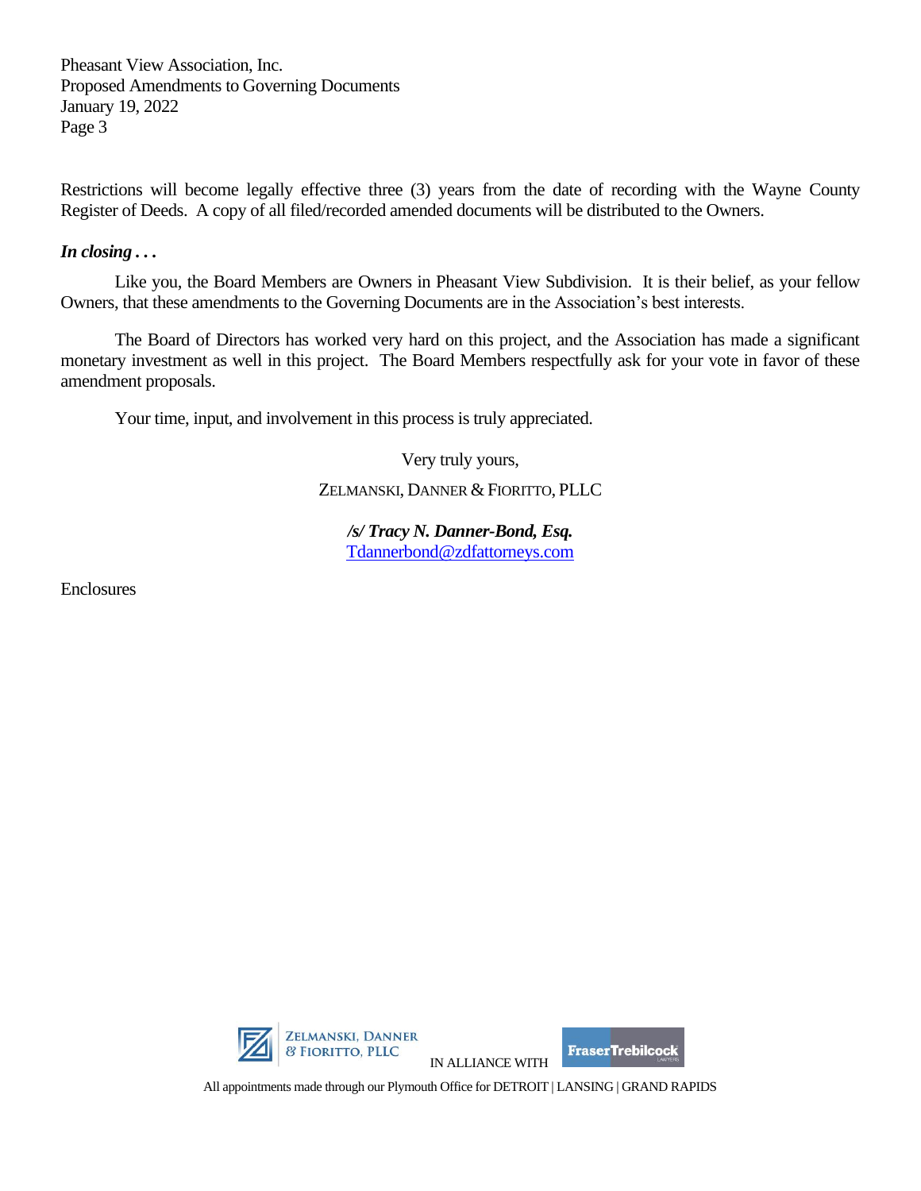Restrictions will become legally effective three (3) years from the date of recording with the Wayne County Register of Deeds. A copy of all filed/recorded amended documents will be distributed to the Owners.

***In closing . . .***

Like you, the Board Members are Owners in Pheasant View Subdivision. It is their belief, as your fellow Owners, that these amendments to the Governing Documents are in the Association's best interests.

The Board of Directors has worked very hard on this project, and the Association has made a significant monetary investment as well in this project. The Board Members respectfully ask for your vote in favor of these amendment proposals.

Your time, input, and involvement in this process is truly appreciated.

Very truly yours,

ZELMANSKI, DANNER & FIORITTO, PLLC

***/s/ Tracy N. Danner-Bond, Esq.***
Tdannerbond@zdfattorneys.com

Enclosures